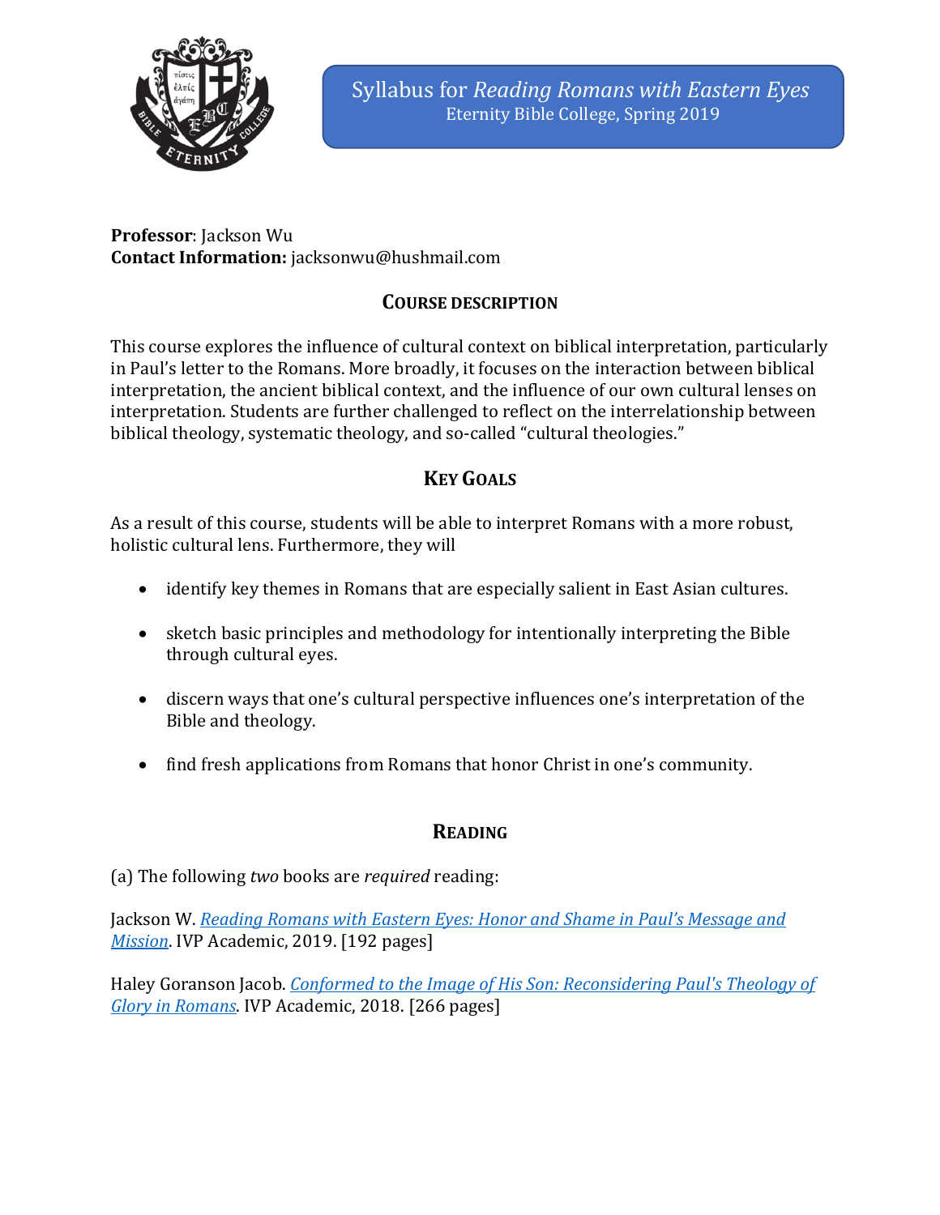# Syllabus for *Reading Romans with Eastern Eyes*
Eternity Bible College, Spring 2019

**Professor**: Jackson Wu
**Contact Information:** jacksonwu@hushmail.com

## COURSE DESCRIPTION

This course explores the influence of cultural context on biblical interpretation, particularly in Paul's letter to the Romans. More broadly, it focuses on the interaction between biblical interpretation, the ancient biblical context, and the influence of our own cultural lenses on interpretation. Students are further challenged to reflect on the interrelationship between biblical theology, systematic theology, and so-called "cultural theologies."

## KEY GOALS

As a result of this course, students will be able to interpret Romans with a more robust, holistic cultural lens. Furthermore, they will

- identify key themes in Romans that are especially salient in East Asian cultures.
- sketch basic principles and methodology for intentionally interpreting the Bible through cultural eyes.
- discern ways that one's cultural perspective influences one's interpretation of the Bible and theology.
- find fresh applications from Romans that honor Christ in one's community.

## READING

(a) The following *two* books are *required* reading:

Jackson W. *Reading Romans with Eastern Eyes: Honor and Shame in Paul's Message and Mission*. IVP Academic, 2019. [192 pages]

Haley Goranson Jacob. *Conformed to the Image of His Son: Reconsidering Paul's Theology of Glory in Romans*. IVP Academic, 2018. [266 pages]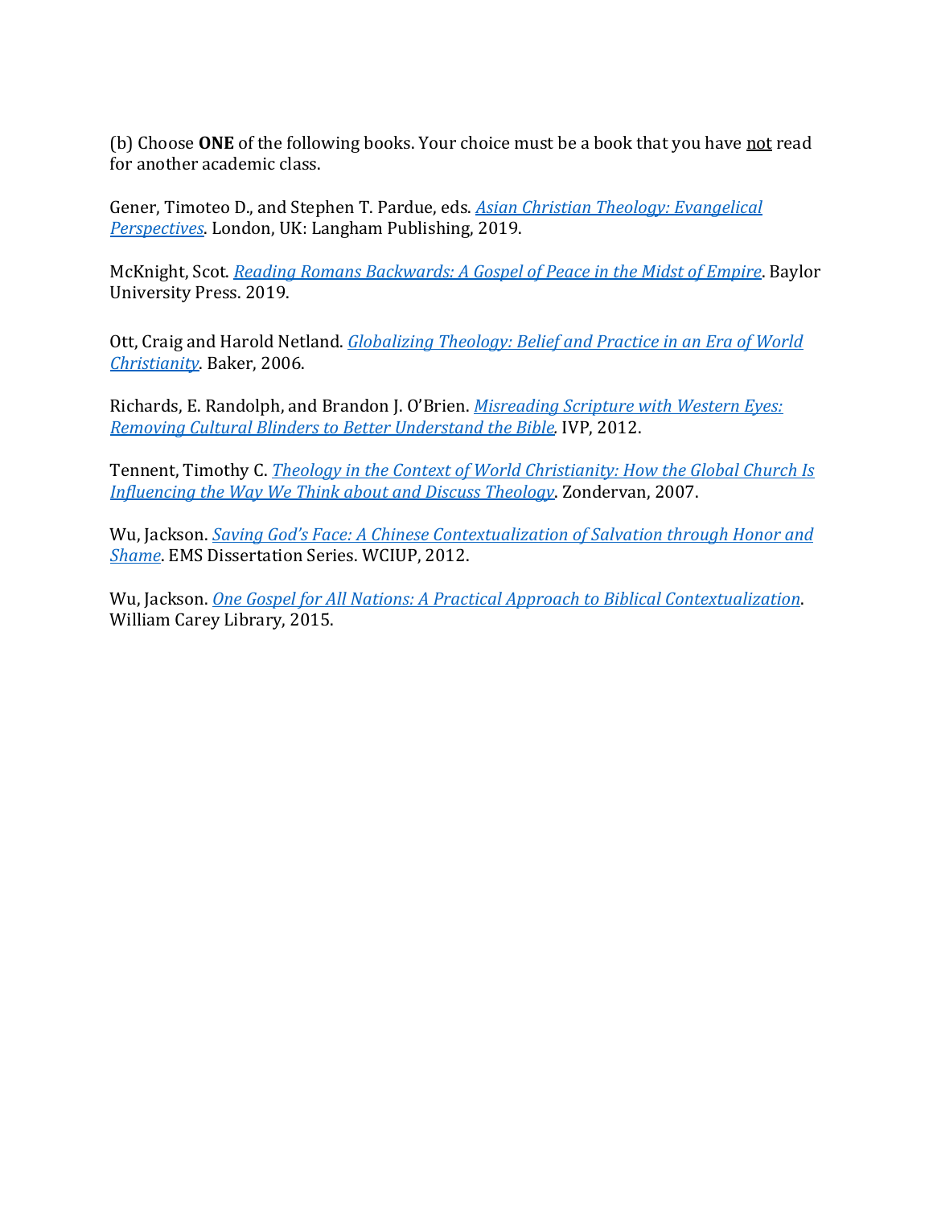(b) Choose **ONE** of the following books. Your choice must be a book that you have <u>not</u> read for another academic class.

Gener, Timoteo D., and Stephen T. Pardue, eds. *Asian Christian Theology: Evangelical Perspectives*. London, UK: Langham Publishing, 2019.

McKnight, Scot. *Reading Romans Backwards: A Gospel of Peace in the Midst of Empire*. Baylor University Press. 2019.

Ott, Craig and Harold Netland. *Globalizing Theology: Belief and Practice in an Era of World Christianity*. Baker, 2006.

Richards, E. Randolph, and Brandon J. O'Brien. *Misreading Scripture with Western Eyes: Removing Cultural Blinders to Better Understand the Bible.* IVP, 2012.

Tennent, Timothy C. *Theology in the Context of World Christianity: How the Global Church Is Influencing the Way We Think about and Discuss Theology*. Zondervan, 2007.

Wu, Jackson. *Saving God's Face: A Chinese Contextualization of Salvation through Honor and Shame*. EMS Dissertation Series. WCIUP, 2012.

Wu, Jackson. *One Gospel for All Nations: A Practical Approach to Biblical Contextualization*. William Carey Library, 2015.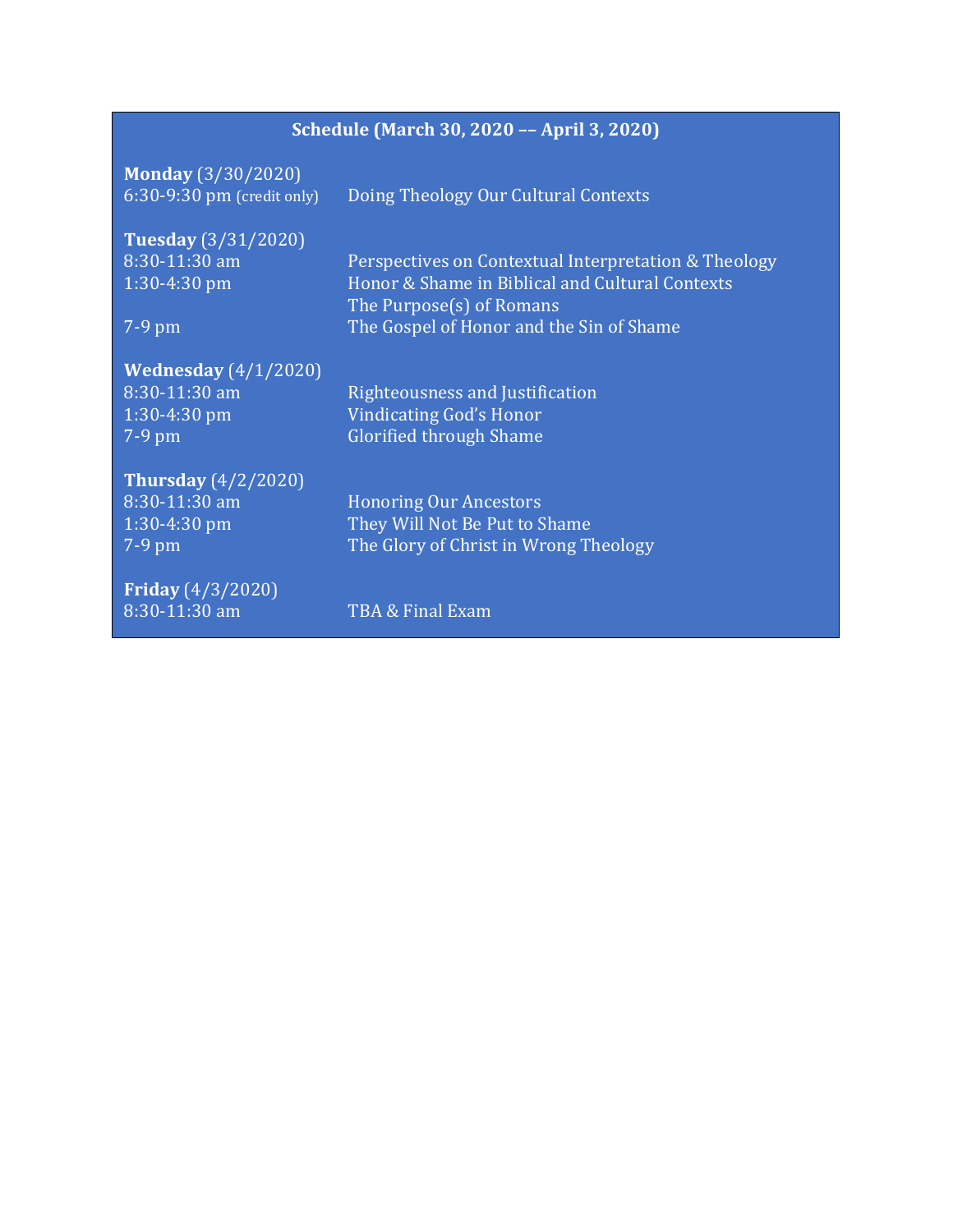## Schedule (March 30, 2020 –– April 3, 2020)

**Monday** (3/30/2020)

| | |
|---|---|
| 6:30-9:30 pm (credit only) | Doing Theology Our Cultural Contexts |

**Tuesday** (3/31/2020)

| | |
|---|---|
| 8:30-11:30 am | Perspectives on Contextual Interpretation & Theology |
| 1:30-4:30 pm | Honor & Shame in Biblical and Cultural Contexts<br>The Purpose(s) of Romans |
| 7-9 pm | The Gospel of Honor and the Sin of Shame |

**Wednesday** (4/1/2020)

| | |
|---|---|
| 8:30-11:30 am | Righteousness and Justification |
| 1:30-4:30 pm | Vindicating God's Honor |
| 7-9 pm | Glorified through Shame |

**Thursday** (4/2/2020)

| | |
|---|---|
| 8:30-11:30 am | Honoring Our Ancestors |
| 1:30-4:30 pm | They Will Not Be Put to Shame |
| 7-9 pm | The Glory of Christ in Wrong Theology |

**Friday** (4/3/2020)

| | |
|---|---|
| 8:30-11:30 am | TBA & Final Exam |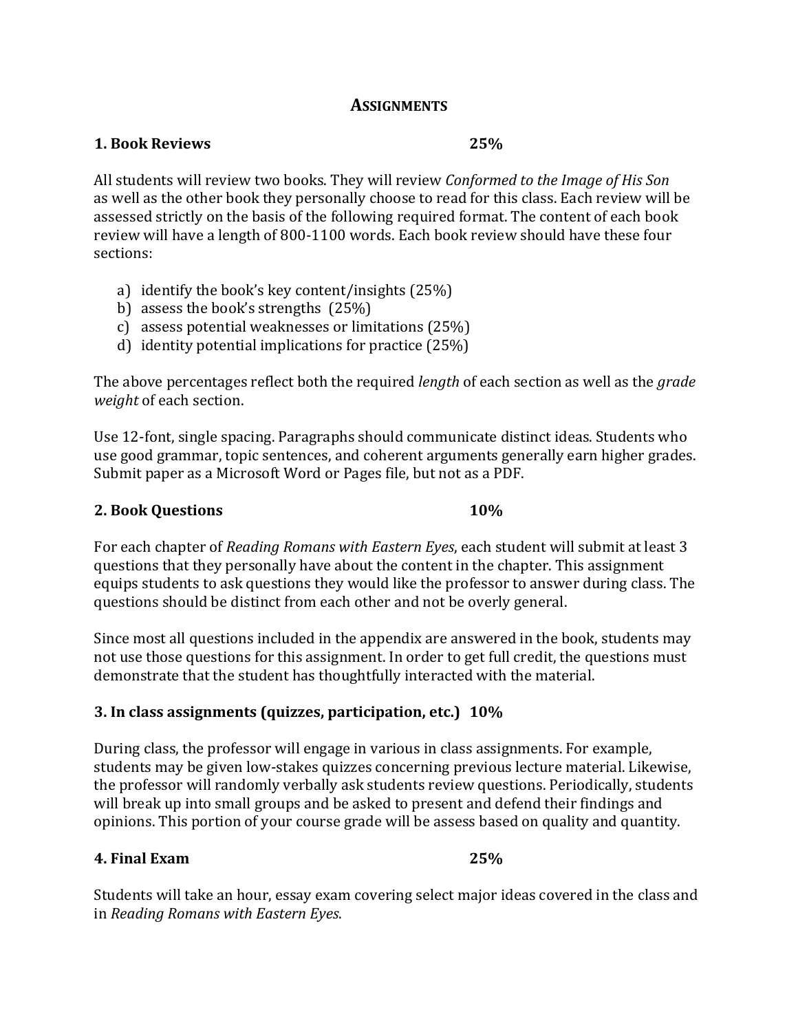## Assignments

### 1. Book Reviews 25%

All students will review two books. They will review *Conformed to the Image of His Son* as well as the other book they personally choose to read for this class. Each review will be assessed strictly on the basis of the following required format. The content of each book review will have a length of 800-1100 words. Each book review should have these four sections:

a) identify the book's key content/insights (25%)
b) assess the book's strengths (25%)
c) assess potential weaknesses or limitations (25%)
d) identity potential implications for practice (25%)

The above percentages reflect both the required *length* of each section as well as the *grade weight* of each section.

Use 12-font, single spacing. Paragraphs should communicate distinct ideas. Students who use good grammar, topic sentences, and coherent arguments generally earn higher grades. Submit paper as a Microsoft Word or Pages file, but not as a PDF.

### 2. Book Questions 10%

For each chapter of *Reading Romans with Eastern Eyes*, each student will submit at least 3 questions that they personally have about the content in the chapter. This assignment equips students to ask questions they would like the professor to answer during class. The questions should be distinct from each other and not be overly general.

Since most all questions included in the appendix are answered in the book, students may not use those questions for this assignment. In order to get full credit, the questions must demonstrate that the student has thoughtfully interacted with the material.

### 3. In class assignments (quizzes, participation, etc.) 10%

During class, the professor will engage in various in class assignments. For example, students may be given low-stakes quizzes concerning previous lecture material. Likewise, the professor will randomly verbally ask students review questions. Periodically, students will break up into small groups and be asked to present and defend their findings and opinions. This portion of your course grade will be assess based on quality and quantity.

### 4. Final Exam 25%

Students will take an hour, essay exam covering select major ideas covered in the class and in *Reading Romans with Eastern Eyes*.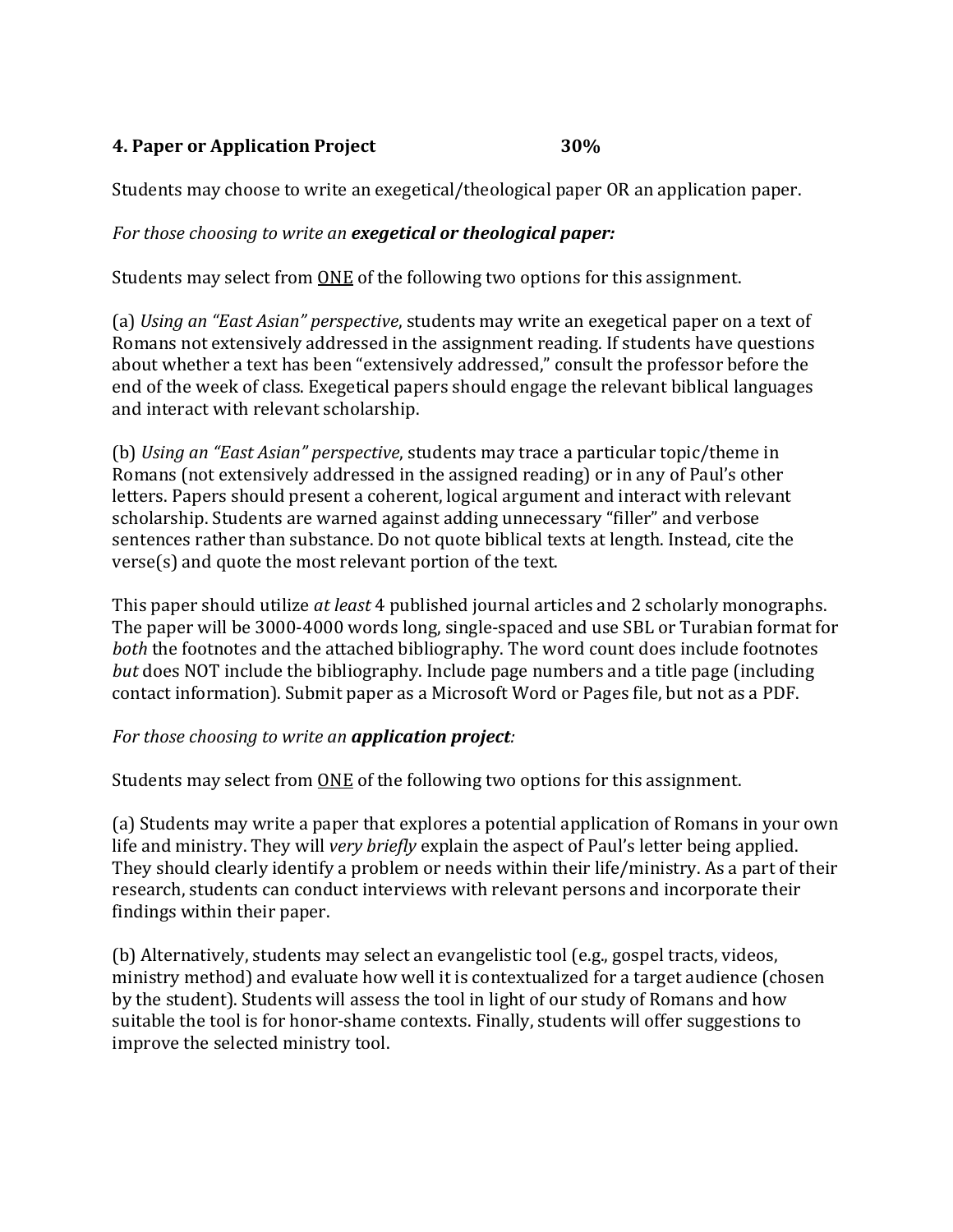**4. Paper or Application Project 30%**

Students may choose to write an exegetical/theological paper OR an application paper.

*For those choosing to write an **exegetical or theological paper:***

Students may select from <u>ONE</u> of the following two options for this assignment.

(a) *Using an "East Asian" perspective*, students may write an exegetical paper on a text of Romans not extensively addressed in the assignment reading. If students have questions about whether a text has been "extensively addressed," consult the professor before the end of the week of class. Exegetical papers should engage the relevant biblical languages and interact with relevant scholarship.

(b) *Using an "East Asian" perspective*, students may trace a particular topic/theme in Romans (not extensively addressed in the assigned reading) or in any of Paul's other letters. Papers should present a coherent, logical argument and interact with relevant scholarship. Students are warned against adding unnecessary "filler" and verbose sentences rather than substance. Do not quote biblical texts at length. Instead, cite the verse(s) and quote the most relevant portion of the text.

This paper should utilize *at least* 4 published journal articles and 2 scholarly monographs. The paper will be 3000-4000 words long, single-spaced and use SBL or Turabian format for *both* the footnotes and the attached bibliography. The word count does include footnotes *but* does NOT include the bibliography. Include page numbers and a title page (including contact information). Submit paper as a Microsoft Word or Pages file, but not as a PDF.

*For those choosing to write an **application project**:*

Students may select from <u>ONE</u> of the following two options for this assignment.

(a) Students may write a paper that explores a potential application of Romans in your own life and ministry. They will *very briefly* explain the aspect of Paul's letter being applied. They should clearly identify a problem or needs within their life/ministry. As a part of their research, students can conduct interviews with relevant persons and incorporate their findings within their paper.

(b) Alternatively, students may select an evangelistic tool (e.g., gospel tracts, videos, ministry method) and evaluate how well it is contextualized for a target audience (chosen by the student). Students will assess the tool in light of our study of Romans and how suitable the tool is for honor-shame contexts. Finally, students will offer suggestions to improve the selected ministry tool.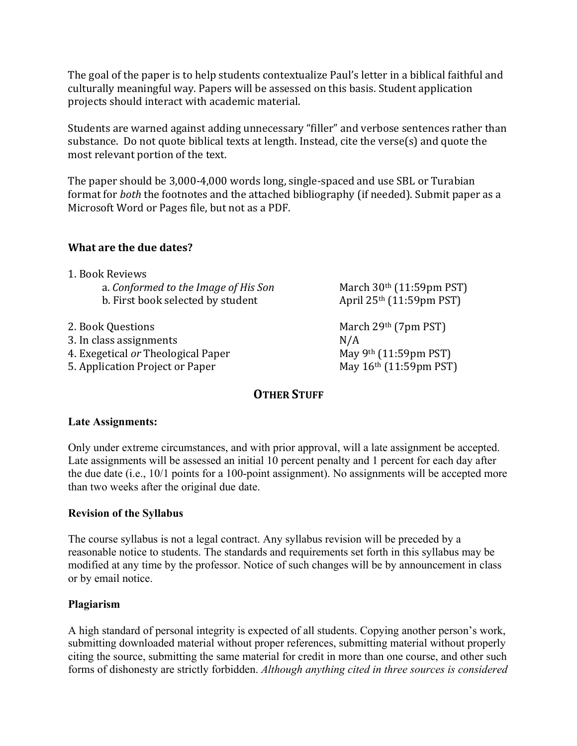The goal of the paper is to help students contextualize Paul's letter in a biblical faithful and culturally meaningful way. Papers will be assessed on this basis. Student application projects should interact with academic material.

Students are warned against adding unnecessary "filler" and verbose sentences rather than substance. Do not quote biblical texts at length. Instead, cite the verse(s) and quote the most relevant portion of the text.

The paper should be 3,000-4,000 words long, single-spaced and use SBL or Turabian format for *both* the footnotes and the attached bibliography (if needed). Submit paper as a Microsoft Word or Pages file, but not as a PDF.

### What are the due dates?

| Assignment | Due Date |
|---|---|
| 1. Book Reviews | |
| a. *Conformed to the Image of His Son* | March 30th (11:59pm PST) |
| b. First book selected by student | April 25th (11:59pm PST) |
| 2. Book Questions | March 29th (7pm PST) |
| 3. In class assignments | N/A |
| 4. Exegetical *or* Theological Paper | May 9th (11:59pm PST) |
| 5. Application Project or Paper | May 16th (11:59pm PST) |

## OTHER STUFF

### Late Assignments:

Only under extreme circumstances, and with prior approval, will a late assignment be accepted. Late assignments will be assessed an initial 10 percent penalty and 1 percent for each day after the due date (i.e., 10/1 points for a 100-point assignment). No assignments will be accepted more than two weeks after the original due date.

### Revision of the Syllabus

The course syllabus is not a legal contract. Any syllabus revision will be preceded by a reasonable notice to students. The standards and requirements set forth in this syllabus may be modified at any time by the professor. Notice of such changes will be by announcement in class or by email notice.

### Plagiarism

A high standard of personal integrity is expected of all students. Copying another person's work, submitting downloaded material without proper references, submitting material without properly citing the source, submitting the same material for credit in more than one course, and other such forms of dishonesty are strictly forbidden. *Although anything cited in three sources is considered*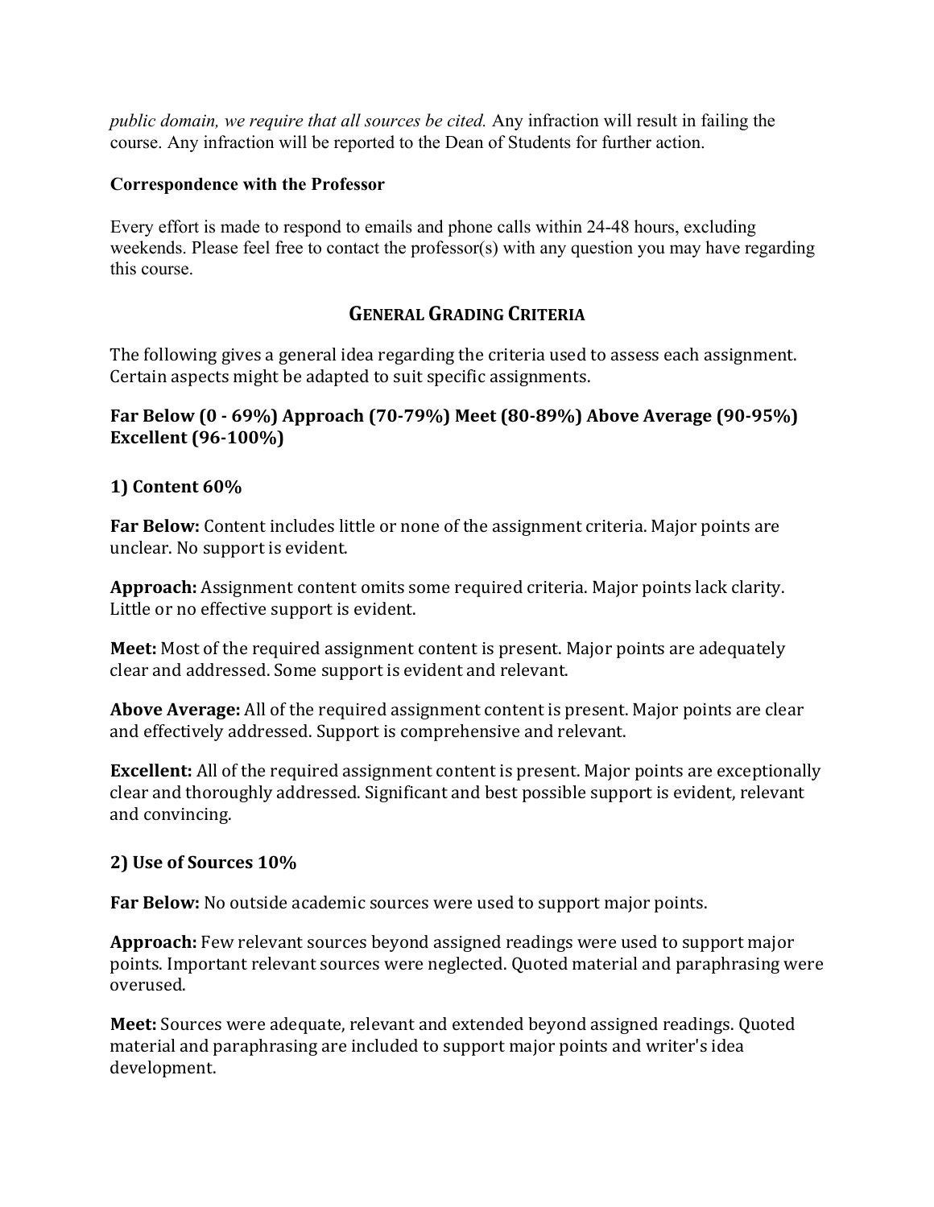*public domain, we require that all sources be cited.* Any infraction will result in failing the course. Any infraction will be reported to the Dean of Students for further action.

**Correspondence with the Professor**

Every effort is made to respond to emails and phone calls within 24-48 hours, excluding weekends. Please feel free to contact the professor(s) with any question you may have regarding this course.

## GENERAL GRADING CRITERIA

The following gives a general idea regarding the criteria used to assess each assignment. Certain aspects might be adapted to suit specific assignments.

**Far Below (0 - 69%) Approach (70-79%) Meet (80-89%) Above Average (90-95%) Excellent (96-100%)**

### 1) Content 60%

**Far Below:** Content includes little or none of the assignment criteria. Major points are unclear. No support is evident.

**Approach:** Assignment content omits some required criteria. Major points lack clarity. Little or no effective support is evident.

**Meet:** Most of the required assignment content is present. Major points are adequately clear and addressed. Some support is evident and relevant.

**Above Average:** All of the required assignment content is present. Major points are clear and effectively addressed. Support is comprehensive and relevant.

**Excellent:** All of the required assignment content is present. Major points are exceptionally clear and thoroughly addressed. Significant and best possible support is evident, relevant and convincing.

### 2) Use of Sources 10%

**Far Below:** No outside academic sources were used to support major points.

**Approach:** Few relevant sources beyond assigned readings were used to support major points. Important relevant sources were neglected. Quoted material and paraphrasing were overused.

**Meet:** Sources were adequate, relevant and extended beyond assigned readings. Quoted material and paraphrasing are included to support major points and writer's idea development.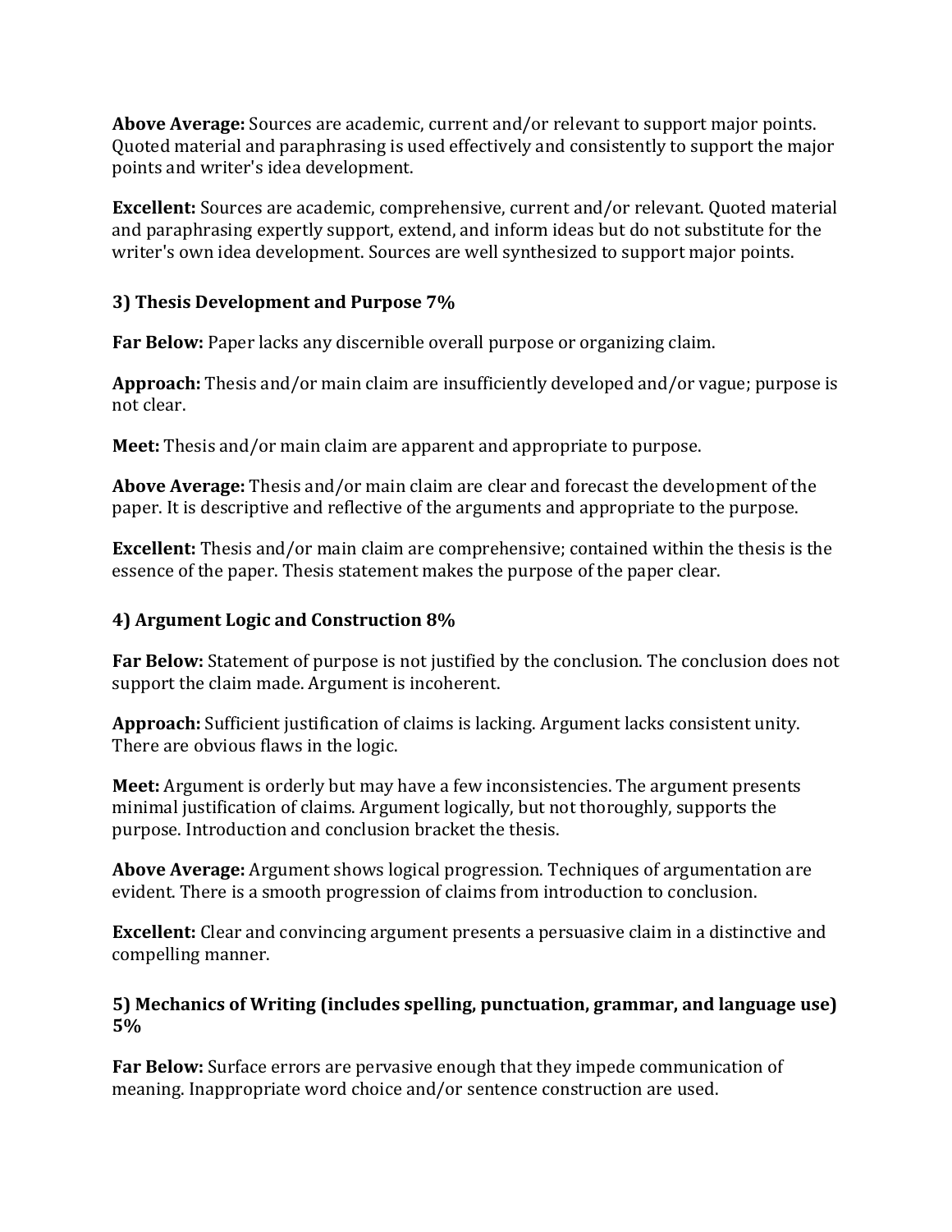**Above Average:** Sources are academic, current and/or relevant to support major points. Quoted material and paraphrasing is used effectively and consistently to support the major points and writer's idea development.

**Excellent:** Sources are academic, comprehensive, current and/or relevant. Quoted material and paraphrasing expertly support, extend, and inform ideas but do not substitute for the writer's own idea development. Sources are well synthesized to support major points.

### 3) Thesis Development and Purpose 7%

**Far Below:** Paper lacks any discernible overall purpose or organizing claim.

**Approach:** Thesis and/or main claim are insufficiently developed and/or vague; purpose is not clear.

**Meet:** Thesis and/or main claim are apparent and appropriate to purpose.

**Above Average:** Thesis and/or main claim are clear and forecast the development of the paper. It is descriptive and reflective of the arguments and appropriate to the purpose.

**Excellent:** Thesis and/or main claim are comprehensive; contained within the thesis is the essence of the paper. Thesis statement makes the purpose of the paper clear.

### 4) Argument Logic and Construction 8%

**Far Below:** Statement of purpose is not justified by the conclusion. The conclusion does not support the claim made. Argument is incoherent.

**Approach:** Sufficient justification of claims is lacking. Argument lacks consistent unity. There are obvious flaws in the logic.

**Meet:** Argument is orderly but may have a few inconsistencies. The argument presents minimal justification of claims. Argument logically, but not thoroughly, supports the purpose. Introduction and conclusion bracket the thesis.

**Above Average:** Argument shows logical progression. Techniques of argumentation are evident. There is a smooth progression of claims from introduction to conclusion.

**Excellent:** Clear and convincing argument presents a persuasive claim in a distinctive and compelling manner.

### 5) Mechanics of Writing (includes spelling, punctuation, grammar, and language use) 5%

**Far Below:** Surface errors are pervasive enough that they impede communication of meaning. Inappropriate word choice and/or sentence construction are used.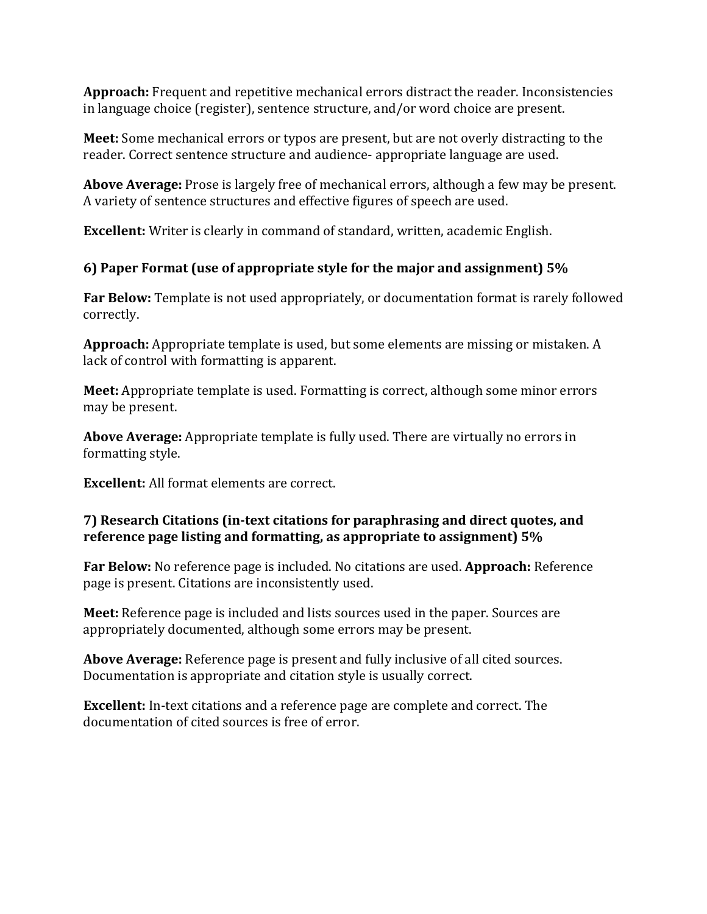**Approach:** Frequent and repetitive mechanical errors distract the reader. Inconsistencies in language choice (register), sentence structure, and/or word choice are present.

**Meet:** Some mechanical errors or typos are present, but are not overly distracting to the reader. Correct sentence structure and audience- appropriate language are used.

**Above Average:** Prose is largely free of mechanical errors, although a few may be present. A variety of sentence structures and effective figures of speech are used.

**Excellent:** Writer is clearly in command of standard, written, academic English.

### 6) Paper Format (use of appropriate style for the major and assignment) 5%

**Far Below:** Template is not used appropriately, or documentation format is rarely followed correctly.

**Approach:** Appropriate template is used, but some elements are missing or mistaken. A lack of control with formatting is apparent.

**Meet:** Appropriate template is used. Formatting is correct, although some minor errors may be present.

**Above Average:** Appropriate template is fully used. There are virtually no errors in formatting style.

**Excellent:** All format elements are correct.

### 7) Research Citations (in-text citations for paraphrasing and direct quotes, and reference page listing and formatting, as appropriate to assignment) 5%

**Far Below:** No reference page is included. No citations are used. **Approach:** Reference page is present. Citations are inconsistently used.

**Meet:** Reference page is included and lists sources used in the paper. Sources are appropriately documented, although some errors may be present.

**Above Average:** Reference page is present and fully inclusive of all cited sources. Documentation is appropriate and citation style is usually correct.

**Excellent:** In-text citations and a reference page are complete and correct. The documentation of cited sources is free of error.